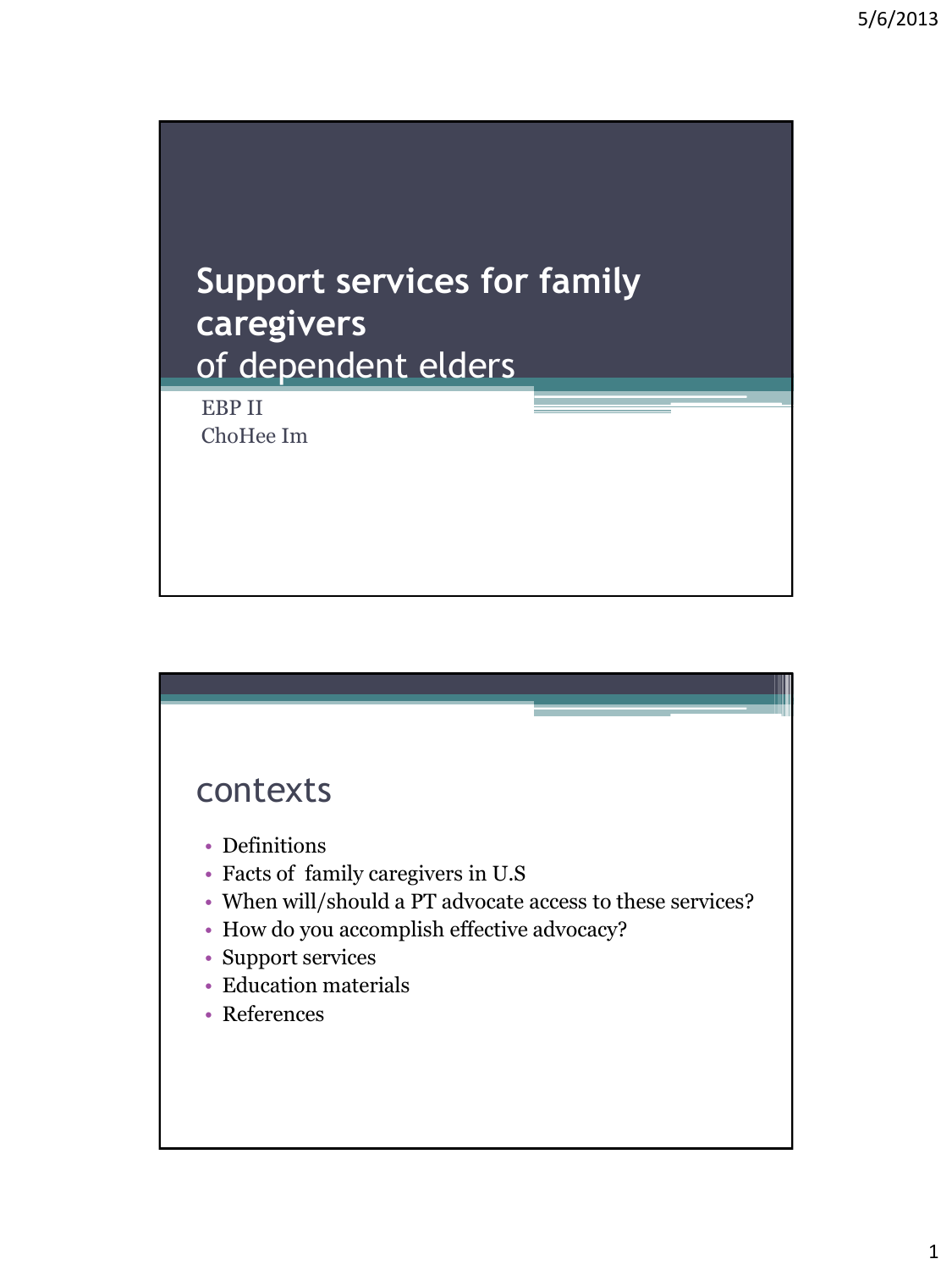# Support services for family caregivers of dependent elders

EBP II
ChoHee Im

## contexts

- Definitions
- Facts of family caregivers in U.S
- When will/should a PT advocate access to these services?
- How do you accomplish effective advocacy?
- Support services
- Education materials
- References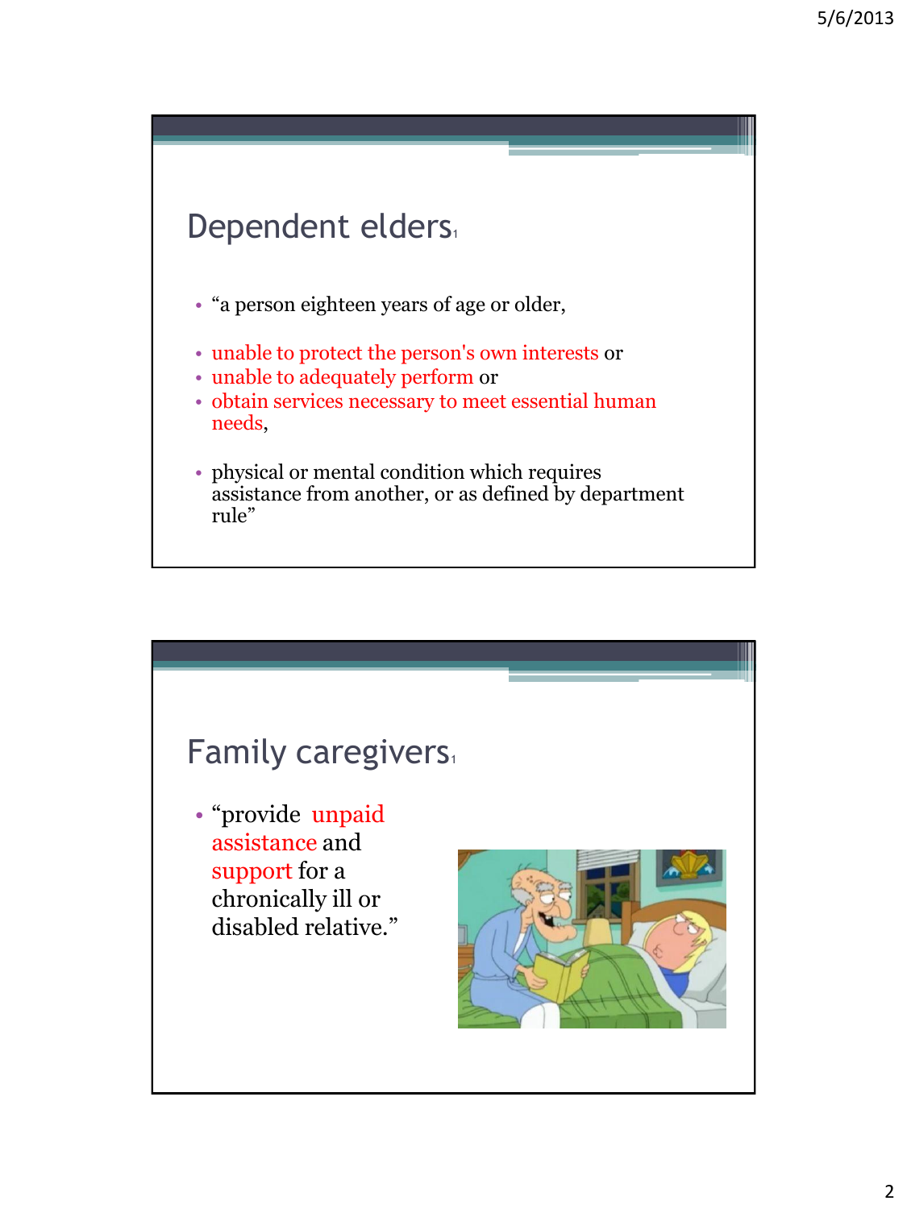## Dependent elders[1]

- “a person eighteen years of age or older,
- unable to protect the person's own interests or
- unable to adequately perform or
- obtain services necessary to meet essential human needs,
- physical or mental condition which requires assistance from another, or as defined by department rule”

## Family caregivers[1]

- “provide unpaid assistance and support for a chronically ill or disabled relative.”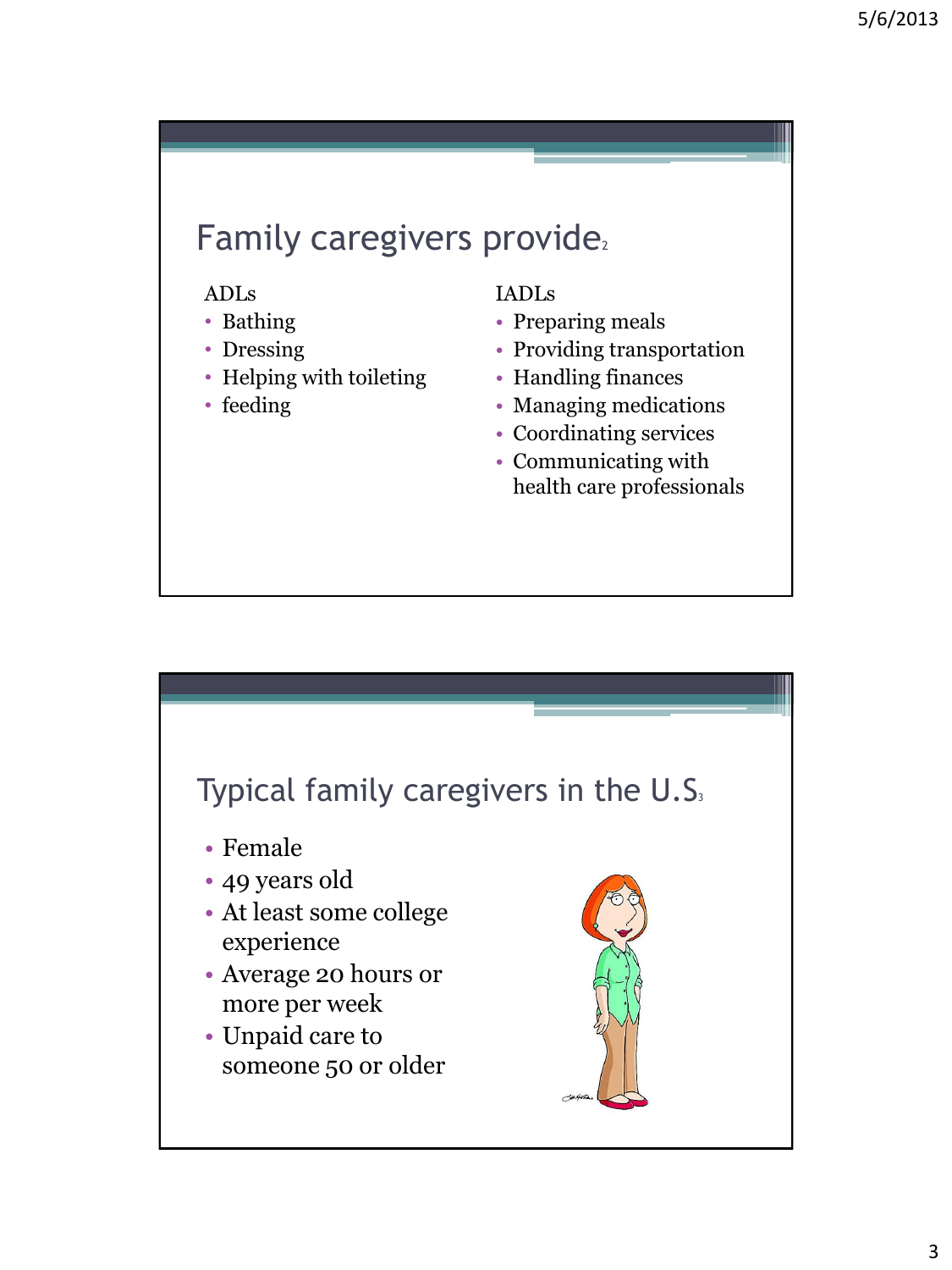## Family caregivers provide[2]

ADLs

- Bathing
- Dressing
- Helping with toileting
- feeding

IADLs

- Preparing meals
- Providing transportation
- Handling finances
- Managing medications
- Coordinating services
- Communicating with health care professionals

## Typical family caregivers in the U.S[3]

- Female
- 49 years old
- At least some college experience
- Average 20 hours or more per week
- Unpaid care to someone 50 or older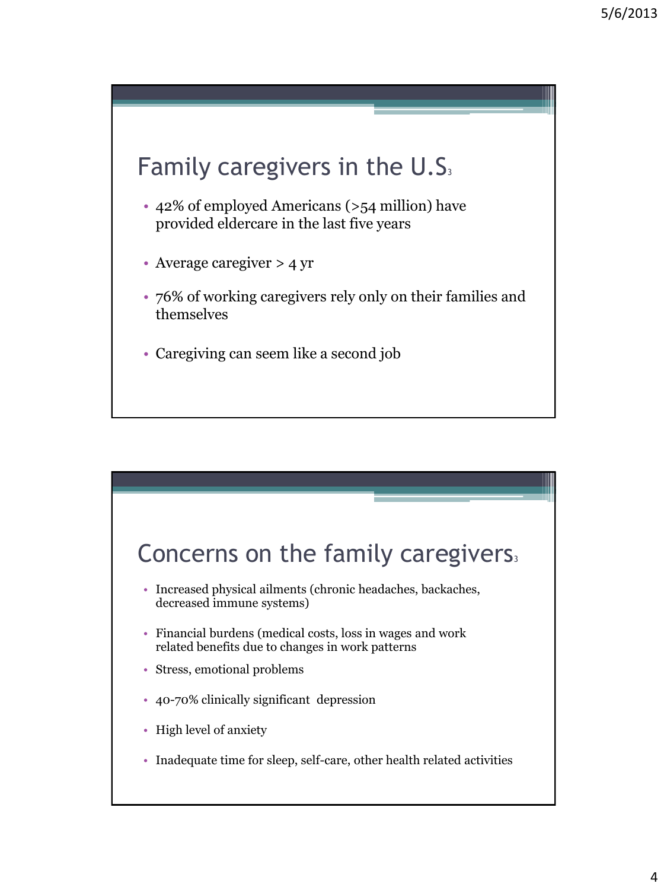## Family caregivers in the U.S[3]

- 42% of employed Americans (>54 million) have provided eldercare in the last five years
- Average caregiver > 4 yr
- 76% of working caregivers rely only on their families and themselves
- Caregiving can seem like a second job

## Concerns on the family caregivers[3]

- Increased physical ailments (chronic headaches, backaches, decreased immune systems)
- Financial burdens (medical costs, loss in wages and work related benefits due to changes in work patterns
- Stress, emotional problems
- 40-70% clinically significant depression
- High level of anxiety
- Inadequate time for sleep, self-care, other health related activities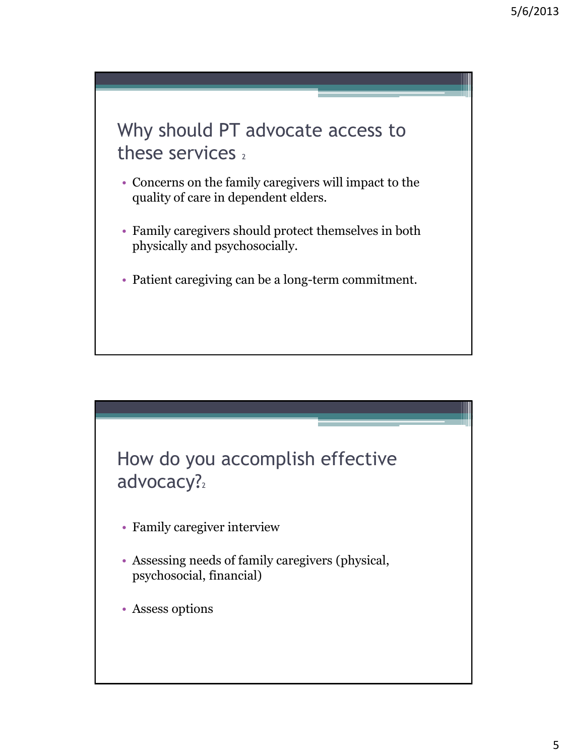## Why should PT advocate access to these services [2]

- Concerns on the family caregivers will impact to the quality of care in dependent elders.
- Family caregivers should protect themselves in both physically and psychosocially.
- Patient caregiving can be a long-term commitment.

## How do you accomplish effective advocacy?[2]

- Family caregiver interview
- Assessing needs of family caregivers (physical, psychosocial, financial)
- Assess options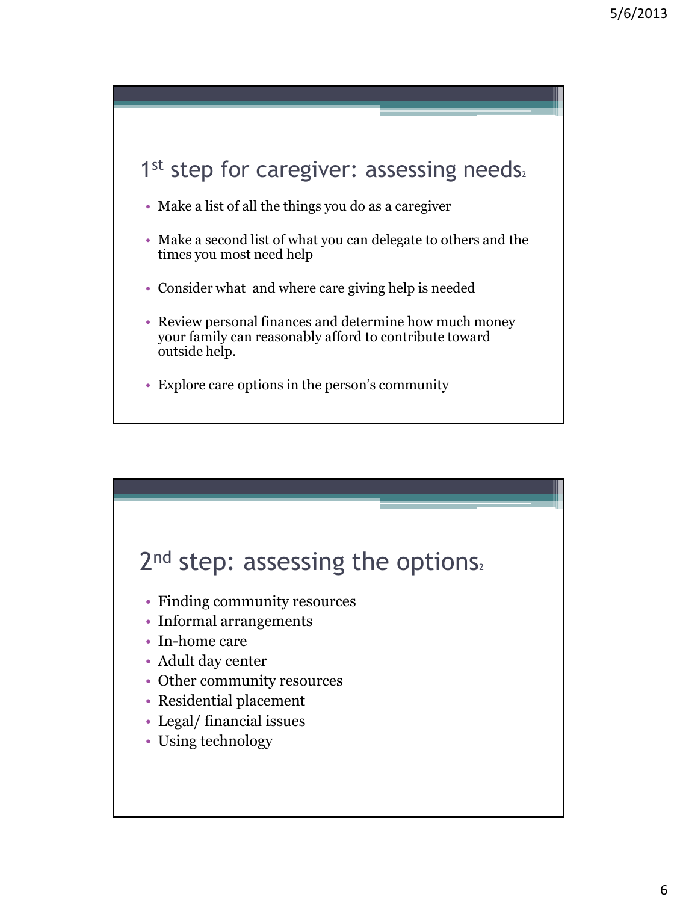## 1st step for caregiver: assessing needs[2]

- Make a list of all the things you do as a caregiver
- Make a second list of what you can delegate to others and the times you most need help
- Consider what and where care giving help is needed
- Review personal finances and determine how much money your family can reasonably afford to contribute toward outside help.
- Explore care options in the person's community

## 2nd step: assessing the options[2]

- Finding community resources
- Informal arrangements
- In-home care
- Adult day center
- Other community resources
- Residential placement
- Legal/ financial issues
- Using technology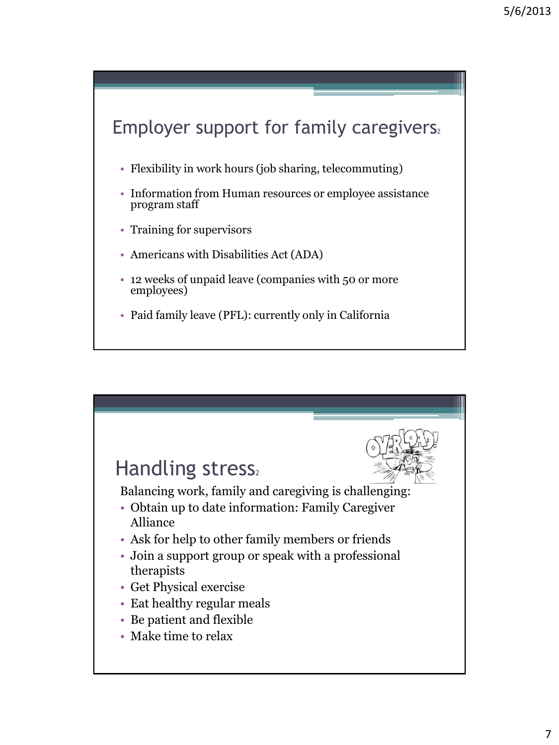## Employer support for family caregivers[2]

- Flexibility in work hours (job sharing, telecommuting)
- Information from Human resources or employee assistance program staff
- Training for supervisors
- Americans with Disabilities Act (ADA)
- 12 weeks of unpaid leave (companies with 50 or more employees)
- Paid family leave (PFL): currently only in California

## Handling stress[2]

Balancing work, family and caregiving is challenging:

- Obtain up to date information: Family Caregiver Alliance
- Ask for help to other family members or friends
- Join a support group or speak with a professional therapists
- Get Physical exercise
- Eat healthy regular meals
- Be patient and flexible
- Make time to relax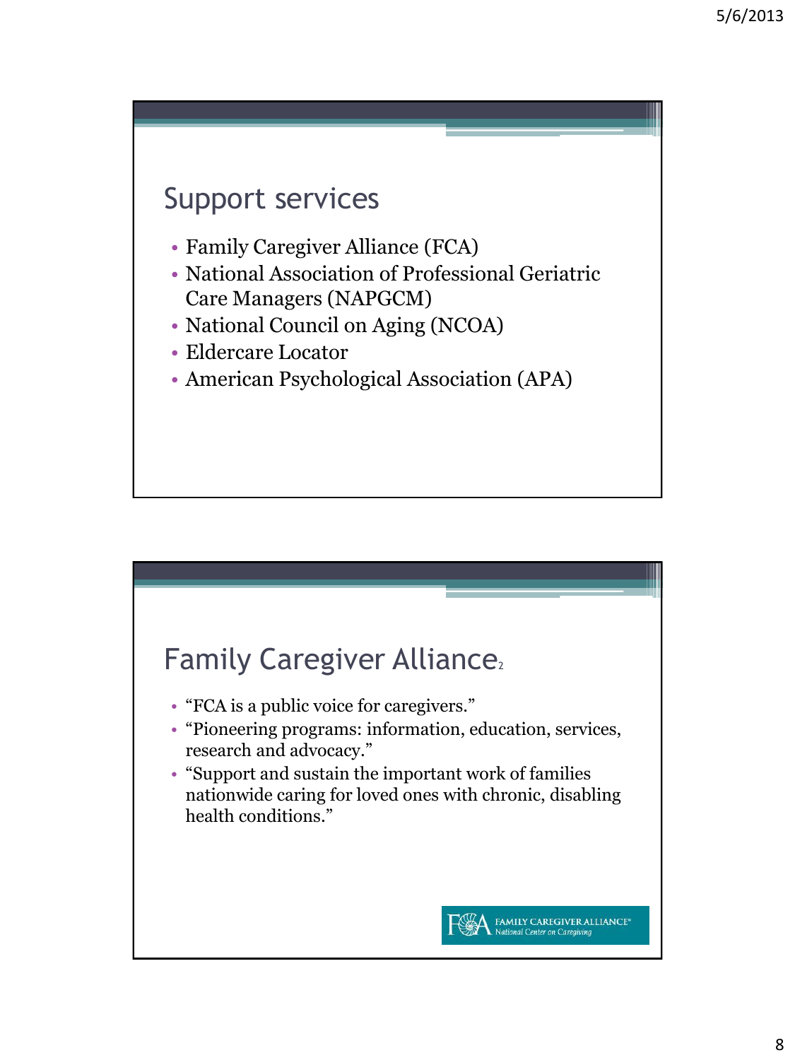## Support services

- Family Caregiver Alliance (FCA)
- National Association of Professional Geriatric Care Managers (NAPGCM)
- National Council on Aging (NCOA)
- Eldercare Locator
- American Psychological Association (APA)

## Family Caregiver Alliance[2]

- "FCA is a public voice for caregivers."
- "Pioneering programs: information, education, services, research and advocacy."
- "Support and sustain the important work of families nationwide caring for loved ones with chronic, disabling health conditions."

FAMILY CAREGIVER ALLIANCE® National Center on Caregiving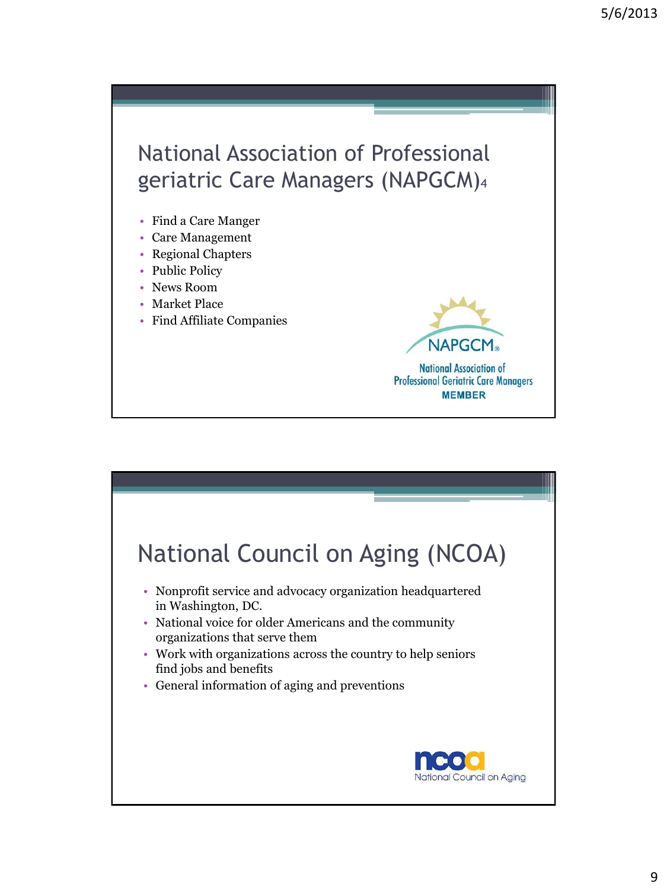## National Association of Professional geriatric Care Managers (NAPGCM)[4]

- Find a Care Manger
- Care Management
- Regional Chapters
- Public Policy
- News Room
- Market Place
- Find Affiliate Companies

NAPGCM
National Association of Professional Geriatric Care Managers
MEMBER

## National Council on Aging (NCOA)

- Nonprofit service and advocacy organization headquartered in Washington, DC.
- National voice for older Americans and the community organizations that serve them
- Work with organizations across the country to help seniors find jobs and benefits
- General information of aging and preventions

ncoa
National Council on Aging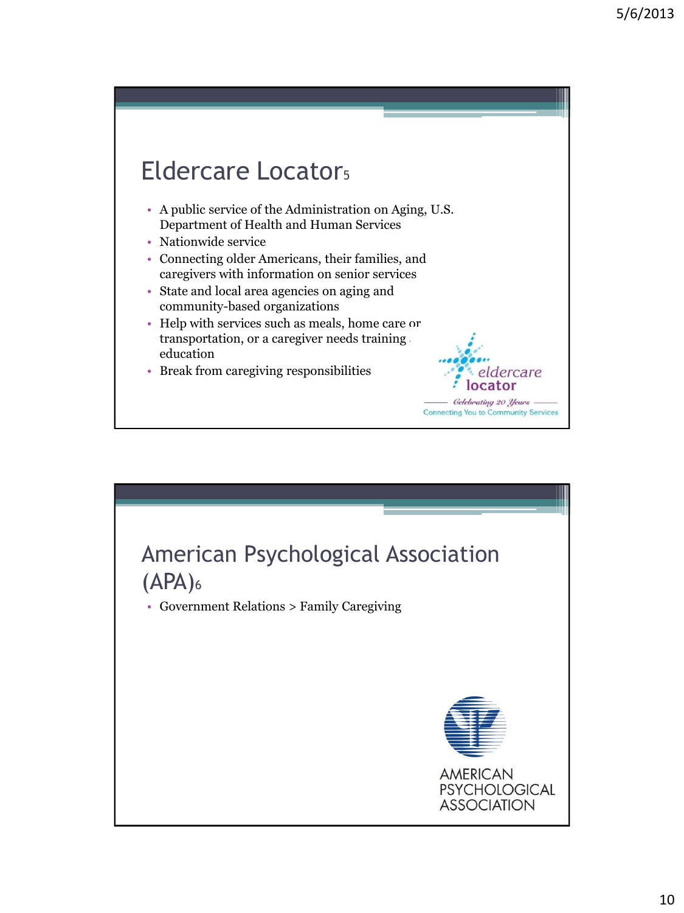## Eldercare Locator[5]

- A public service of the Administration on Aging, U.S. Department of Health and Human Services
- Nationwide service
- Connecting older Americans, their families, and caregivers with information on senior services
- State and local area agencies on aging and community-based organizations
- Help with services such as meals, home care or transportation, or a caregiver needs training and education
- Break from caregiving responsibilities

eldercare locator

*Celebrating 20 Years*

Connecting You to Community Services

## American Psychological Association (APA)[6]

- Government Relations > Family Caregiving

AMERICAN PSYCHOLOGICAL ASSOCIATION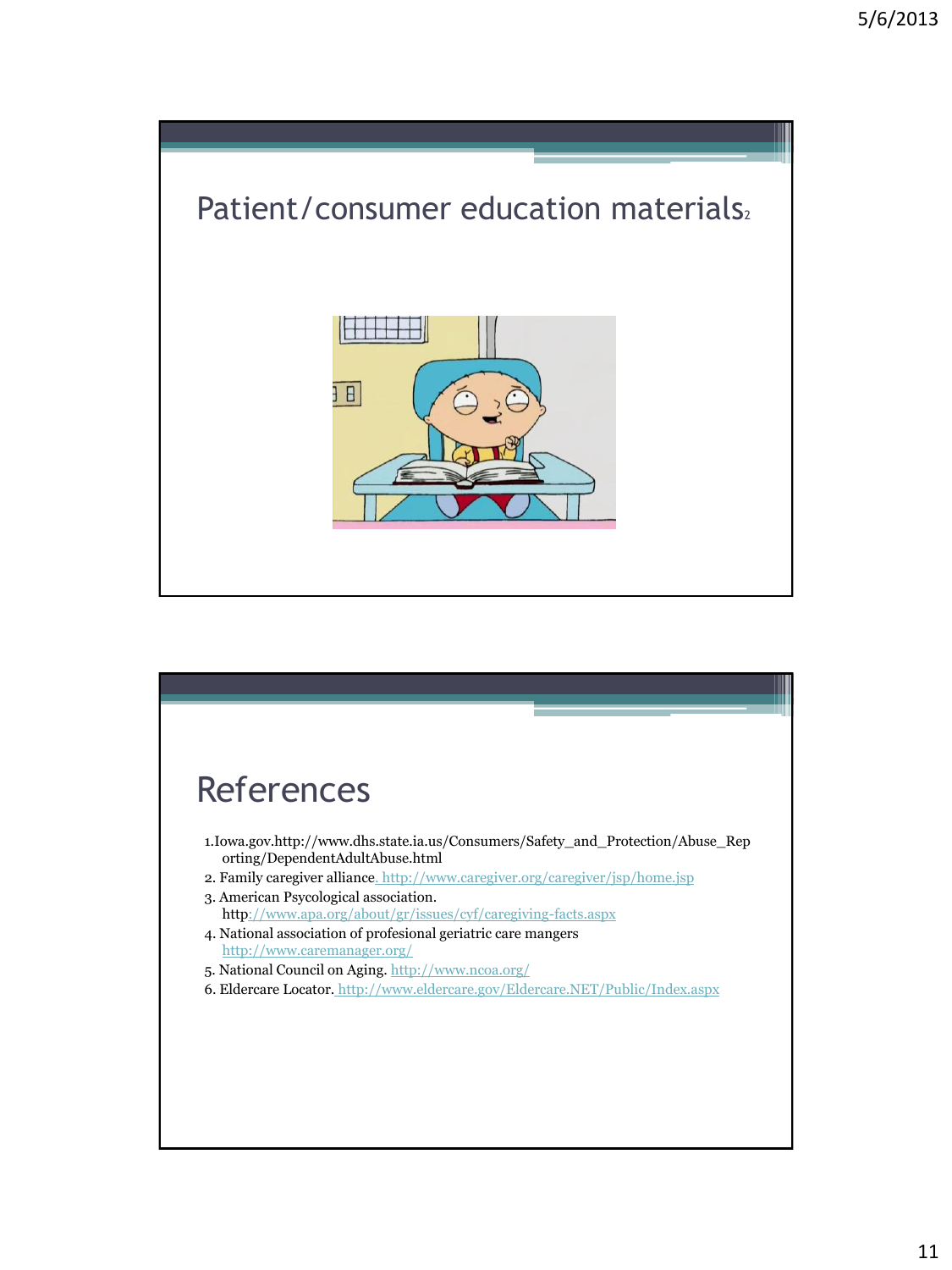## Patient/consumer education materials[2]

## References

1. Iowa.gov.http://www.dhs.state.ia.us/Consumers/Safety_and_Protection/Abuse_Reporting/DependentAdultAbuse.html
2. Family caregiver alliance. http://www.caregiver.org/caregiver/jsp/home.jsp
3. American Psycological association. http://www.apa.org/about/gr/issues/cyf/caregiving-facts.aspx
4. National association of profesional geriatric care mangers http://www.caremanager.org/
5. National Council on Aging. http://www.ncoa.org/
6. Eldercare Locator. http://www.eldercare.gov/Eldercare.NET/Public/Index.aspx